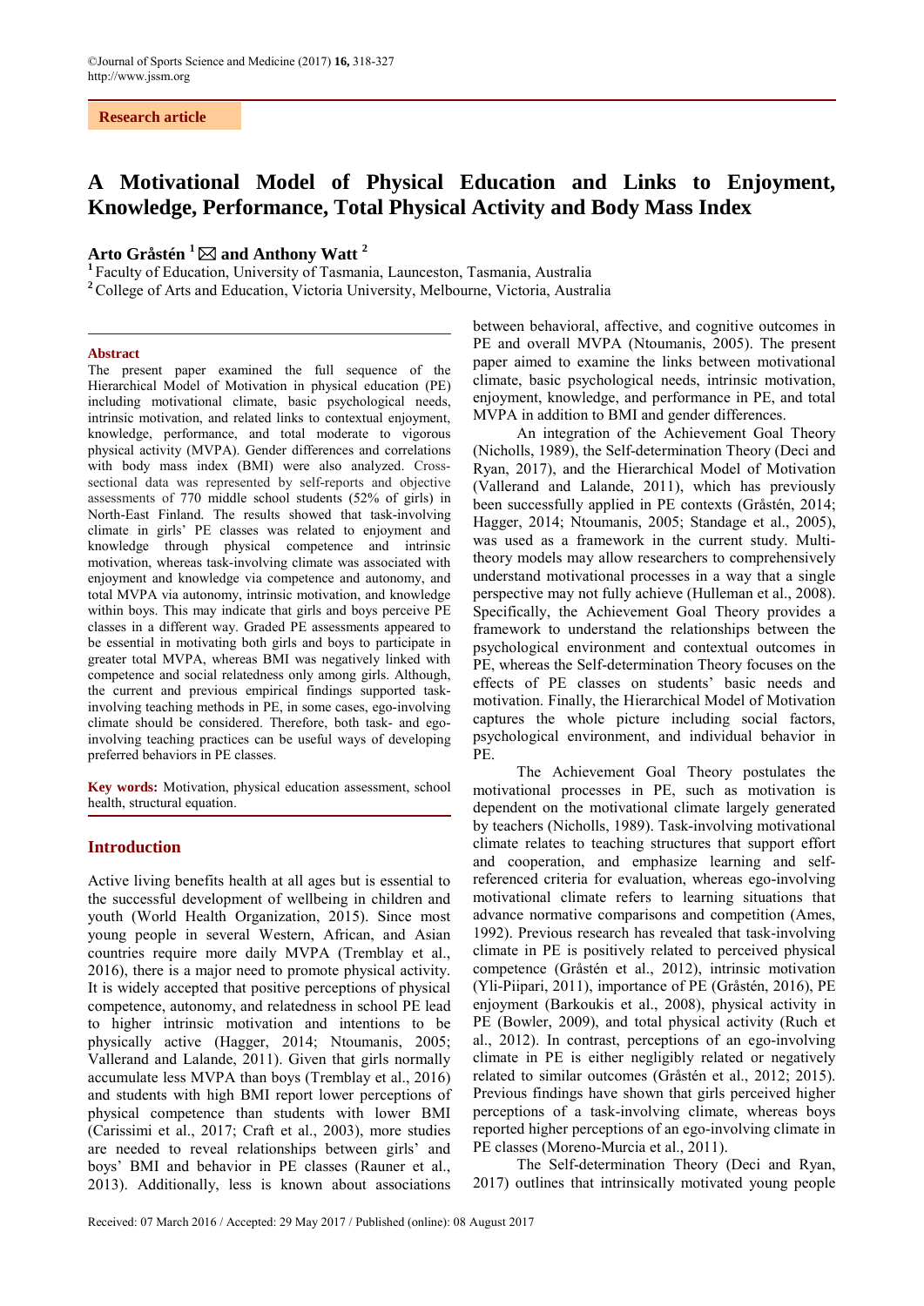Research article

# A Motivational Model of Physical Education and Links to Enjoyment, Knowledge, Performance, Total Physical Activity and Body Mass Index

**Arto Gråstén [1] ✉ and Anthony Watt [2]**

[1] Faculty of Education, University of Tasmania, Launceston, Tasmania, Australia
[2] College of Arts and Education, Victoria University, Melbourne, Victoria, Australia

## Abstract

The present paper examined the full sequence of the Hierarchical Model of Motivation in physical education (PE) including motivational climate, basic psychological needs, intrinsic motivation, and related links to contextual enjoyment, knowledge, performance, and total moderate to vigorous physical activity (MVPA). Gender differences and correlations with body mass index (BMI) were also analyzed. Cross-sectional data was represented by self-reports and objective assessments of 770 middle school students (52% of girls) in North-East Finland. The results showed that task-involving climate in girls' PE classes was related to enjoyment and knowledge through physical competence and intrinsic motivation, whereas task-involving climate was associated with enjoyment and knowledge via competence and autonomy, and total MVPA via autonomy, intrinsic motivation, and knowledge within boys. This may indicate that girls and boys perceive PE classes in a different way. Graded PE assessments appeared to be essential in motivating both girls and boys to participate in greater total MVPA, whereas BMI was negatively linked with competence and social relatedness only among girls. Although, the current and previous empirical findings supported task-involving teaching methods in PE, in some cases, ego-involving climate should be considered. Therefore, both task- and ego-involving teaching practices can be useful ways of developing preferred behaviors in PE classes.

**Key words:** Motivation, physical education assessment, school health, structural equation.

## Introduction

Active living benefits health at all ages but is essential to the successful development of wellbeing in children and youth (World Health Organization, 2015). Since most young people in several Western, African, and Asian countries require more daily MVPA (Tremblay et al., 2016), there is a major need to promote physical activity. It is widely accepted that positive perceptions of physical competence, autonomy, and relatedness in school PE lead to higher intrinsic motivation and intentions to be physically active (Hagger, 2014; Ntoumanis, 2005; Vallerand and Lalande, 2011). Given that girls normally accumulate less MVPA than boys (Tremblay et al., 2016) and students with high BMI report lower perceptions of physical competence than students with lower BMI (Carissimi et al., 2017; Craft et al., 2003), more studies are needed to reveal relationships between girls' and boys' BMI and behavior in PE classes (Rauner et al., 2013). Additionally, less is known about associations between behavioral, affective, and cognitive outcomes in PE and overall MVPA (Ntoumanis, 2005). The present paper aimed to examine the links between motivational climate, basic psychological needs, intrinsic motivation, enjoyment, knowledge, and performance in PE, and total MVPA in addition to BMI and gender differences.

An integration of the Achievement Goal Theory (Nicholls, 1989), the Self-determination Theory (Deci and Ryan, 2017), and the Hierarchical Model of Motivation (Vallerand and Lalande, 2011), which has previously been successfully applied in PE contexts (Gråstén, 2014; Hagger, 2014; Ntoumanis, 2005; Standage et al., 2005), was used as a framework in the current study. Multi-theory models may allow researchers to comprehensively understand motivational processes in a way that a single perspective may not fully achieve (Hulleman et al., 2008). Specifically, the Achievement Goal Theory provides a framework to understand the relationships between the psychological environment and contextual outcomes in PE, whereas the Self-determination Theory focuses on the effects of PE classes on students' basic needs and motivation. Finally, the Hierarchical Model of Motivation captures the whole picture including social factors, psychological environment, and individual behavior in PE.

The Achievement Goal Theory postulates the motivational processes in PE, such as motivation is dependent on the motivational climate largely generated by teachers (Nicholls, 1989). Task-involving motivational climate relates to teaching structures that support effort and cooperation, and emphasize learning and self-referenced criteria for evaluation, whereas ego-involving motivational climate refers to learning situations that advance normative comparisons and competition (Ames, 1992). Previous research has revealed that task-involving climate in PE is positively related to perceived physical competence (Gråstén et al., 2012), intrinsic motivation (Yli-Piipari, 2011), importance of PE (Gråstén, 2016), PE enjoyment (Barkoukis et al., 2008), physical activity in PE (Bowler, 2009), and total physical activity (Ruch et al., 2012). In contrast, perceptions of an ego-involving climate in PE is either negligibly related or negatively related to similar outcomes (Gråstén et al., 2012; 2015). Previous findings have shown that girls perceived higher perceptions of a task-involving climate, whereas boys reported higher perceptions of an ego-involving climate in PE classes (Moreno-Murcia et al., 2011).

The Self-determination Theory (Deci and Ryan, 2017) outlines that intrinsically motivated young people

Received: 07 March 2016 / Accepted: 29 May 2017 / Published (online): 08 August 2017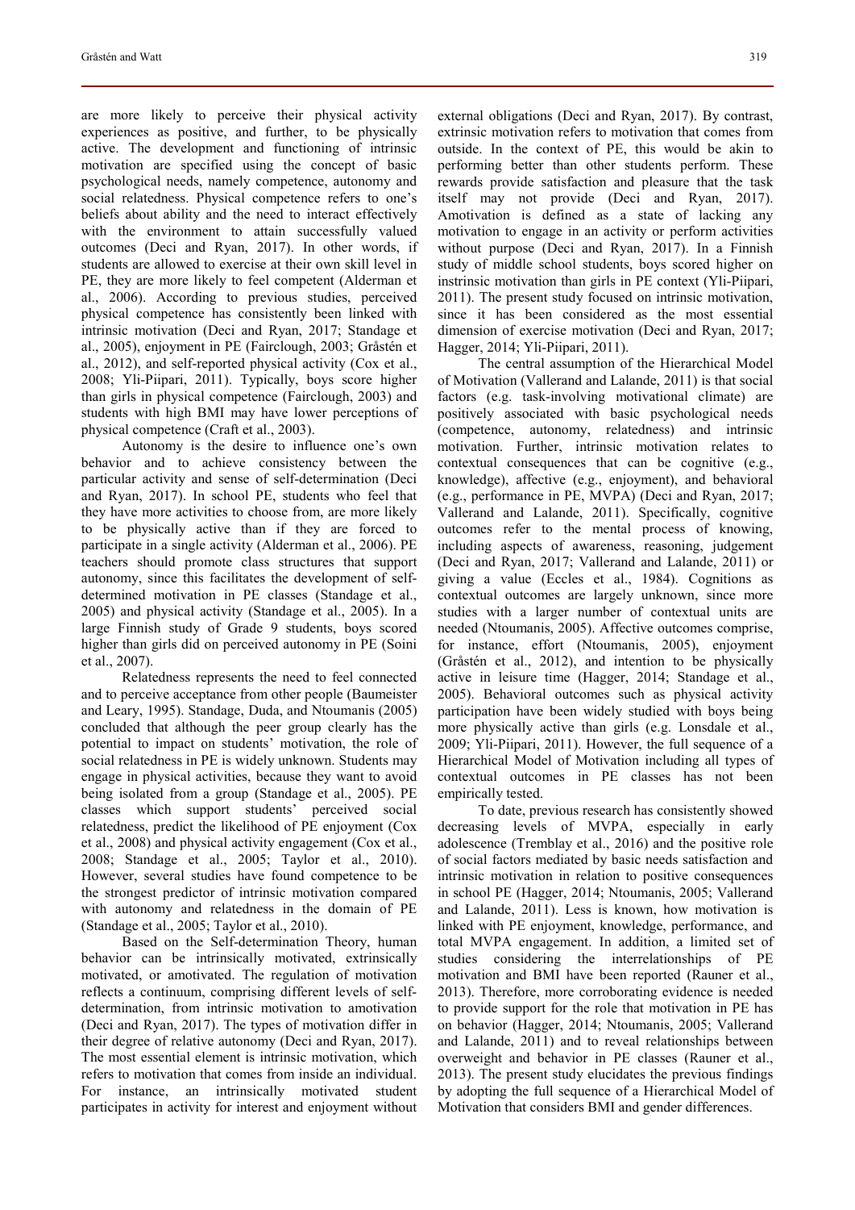are more likely to perceive their physical activity experiences as positive, and further, to be physically active. The development and functioning of intrinsic motivation are specified using the concept of basic psychological needs, namely competence, autonomy and social relatedness. Physical competence refers to one's beliefs about ability and the need to interact effectively with the environment to attain successfully valued outcomes (Deci and Ryan, 2017). In other words, if students are allowed to exercise at their own skill level in PE, they are more likely to feel competent (Alderman et al., 2006). According to previous studies, perceived physical competence has consistently been linked with intrinsic motivation (Deci and Ryan, 2017; Standage et al., 2005), enjoyment in PE (Fairclough, 2003; Gråstén et al., 2012), and self-reported physical activity (Cox et al., 2008; Yli-Piipari, 2011). Typically, boys score higher than girls in physical competence (Fairclough, 2003) and students with high BMI may have lower perceptions of physical competence (Craft et al., 2003).

Autonomy is the desire to influence one's own behavior and to achieve consistency between the particular activity and sense of self-determination (Deci and Ryan, 2017). In school PE, students who feel that they have more activities to choose from, are more likely to be physically active than if they are forced to participate in a single activity (Alderman et al., 2006). PE teachers should promote class structures that support autonomy, since this facilitates the development of self-determined motivation in PE classes (Standage et al., 2005) and physical activity (Standage et al., 2005). In a large Finnish study of Grade 9 students, boys scored higher than girls did on perceived autonomy in PE (Soini et al., 2007).

Relatedness represents the need to feel connected and to perceive acceptance from other people (Baumeister and Leary, 1995). Standage, Duda, and Ntoumanis (2005) concluded that although the peer group clearly has the potential to impact on students' motivation, the role of social relatedness in PE is widely unknown. Students may engage in physical activities, because they want to avoid being isolated from a group (Standage et al., 2005). PE classes which support students' perceived social relatedness, predict the likelihood of PE enjoyment (Cox et al., 2008) and physical activity engagement (Cox et al., 2008; Standage et al., 2005; Taylor et al., 2010). However, several studies have found competence to be the strongest predictor of intrinsic motivation compared with autonomy and relatedness in the domain of PE (Standage et al., 2005; Taylor et al., 2010).

Based on the Self-determination Theory, human behavior can be intrinsically motivated, extrinsically motivated, or amotivated. The regulation of motivation reflects a continuum, comprising different levels of self-determination, from intrinsic motivation to amotivation (Deci and Ryan, 2017). The types of motivation differ in their degree of relative autonomy (Deci and Ryan, 2017). The most essential element is intrinsic motivation, which refers to motivation that comes from inside an individual. For instance, an intrinsically motivated student participates in activity for interest and enjoyment without external obligations (Deci and Ryan, 2017). By contrast, extrinsic motivation refers to motivation that comes from outside. In the context of PE, this would be akin to performing better than other students perform. These rewards provide satisfaction and pleasure that the task itself may not provide (Deci and Ryan, 2017). Amotivation is defined as a state of lacking any motivation to engage in an activity or perform activities without purpose (Deci and Ryan, 2017). In a Finnish study of middle school students, boys scored higher on instrinsic motivation than girls in PE context (Yli-Piipari, 2011). The present study focused on intrinsic motivation, since it has been considered as the most essential dimension of exercise motivation (Deci and Ryan, 2017; Hagger, 2014; Yli-Piipari, 2011).

The central assumption of the Hierarchical Model of Motivation (Vallerand and Lalande, 2011) is that social factors (e.g. task-involving motivational climate) are positively associated with basic psychological needs (competence, autonomy, relatedness) and intrinsic motivation. Further, intrinsic motivation relates to contextual consequences that can be cognitive (e.g., knowledge), affective (e.g., enjoyment), and behavioral (e.g., performance in PE, MVPA) (Deci and Ryan, 2017; Vallerand and Lalande, 2011). Specifically, cognitive outcomes refer to the mental process of knowing, including aspects of awareness, reasoning, judgement (Deci and Ryan, 2017; Vallerand and Lalande, 2011) or giving a value (Eccles et al., 1984). Cognitions as contextual outcomes are largely unknown, since more studies with a larger number of contextual units are needed (Ntoumanis, 2005). Affective outcomes comprise, for instance, effort (Ntoumanis, 2005), enjoyment (Gråstén et al., 2012), and intention to be physically active in leisure time (Hagger, 2014; Standage et al., 2005). Behavioral outcomes such as physical activity participation have been widely studied with boys being more physically active than girls (e.g. Lonsdale et al., 2009; Yli-Piipari, 2011). However, the full sequence of a Hierarchical Model of Motivation including all types of contextual outcomes in PE classes has not been empirically tested.

To date, previous research has consistently showed decreasing levels of MVPA, especially in early adolescence (Tremblay et al., 2016) and the positive role of social factors mediated by basic needs satisfaction and intrinsic motivation in relation to positive consequences in school PE (Hagger, 2014; Ntoumanis, 2005; Vallerand and Lalande, 2011). Less is known, how motivation is linked with PE enjoyment, knowledge, performance, and total MVPA engagement. In addition, a limited set of studies considering the interrelationships of PE motivation and BMI have been reported (Rauner et al., 2013). Therefore, more corroborating evidence is needed to provide support for the role that motivation in PE has on behavior (Hagger, 2014; Ntoumanis, 2005; Vallerand and Lalande, 2011) and to reveal relationships between overweight and behavior in PE classes (Rauner et al., 2013). The present study elucidates the previous findings by adopting the full sequence of a Hierarchical Model of Motivation that considers BMI and gender differences.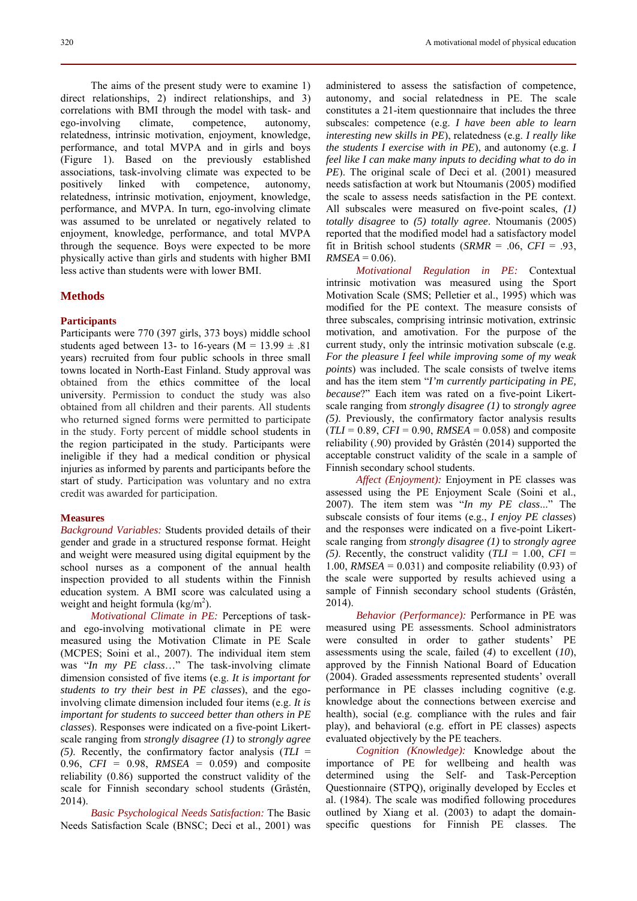The aims of the present study were to examine 1) direct relationships, 2) indirect relationships, and 3) correlations with BMI through the model with task- and ego-involving climate, competence, autonomy, relatedness, intrinsic motivation, enjoyment, knowledge, performance, and total MVPA and in girls and boys (Figure 1). Based on the previously established associations, task-involving climate was expected to be positively linked with competence, autonomy, relatedness, intrinsic motivation, enjoyment, knowledge, performance, and MVPA. In turn, ego-involving climate was assumed to be unrelated or negatively related to enjoyment, knowledge, performance, and total MVPA through the sequence. Boys were expected to be more physically active than girls and students with higher BMI less active than students were with lower BMI.

## Methods

### Participants

Participants were 770 (397 girls, 373 boys) middle school students aged between 13- to 16-years (M = 13.99 ± .81 years) recruited from four public schools in three small towns located in North-East Finland. Study approval was obtained from the ethics committee of the local university. Permission to conduct the study was also obtained from all children and their parents. All students who returned signed forms were permitted to participate in the study. Forty percent of middle school students in the region participated in the study. Participants were ineligible if they had a medical condition or physical injuries as informed by parents and participants before the start of study. Participation was voluntary and no extra credit was awarded for participation.

### Measures

*Background Variables:* Students provided details of their gender and grade in a structured response format. Height and weight were measured using digital equipment by the school nurses as a component of the annual health inspection provided to all students within the Finnish education system. A BMI score was calculated using a weight and height formula ($kg/m^2$).

*Motivational Climate in PE:* Perceptions of task- and ego-involving motivational climate in PE were measured using the Motivation Climate in PE Scale (MCPES; Soini et al., 2007). The individual item stem was "*In my PE class*…" The task-involving climate dimension consisted of five items (e.g. *It is important for students to try their best in PE classes*), and the ego-involving climate dimension included four items (e.g. *It is important for students to succeed better than others in PE classes*). Responses were indicated on a five-point Likert-scale ranging from *strongly disagree (1)* to *strongly agree (5)*. Recently, the confirmatory factor analysis (*TLI* = 0.96, *CFI* = 0.98, *RMSEA* = 0.059) and composite reliability (0.86) supported the construct validity of the scale for Finnish secondary school students (Gråstén, 2014).

*Basic Psychological Needs Satisfaction:* The Basic Needs Satisfaction Scale (BNSC; Deci et al., 2001) was administered to assess the satisfaction of competence, autonomy, and social relatedness in PE. The scale constitutes a 21-item questionnaire that includes the three subscales: competence (e.g. *I have been able to learn interesting new skills in PE*), relatedness (e.g. *I really like the students I exercise with in PE*), and autonomy (e.g. *I feel like I can make many inputs to deciding what to do in PE*). The original scale of Deci et al. (2001) measured needs satisfaction at work but Ntoumanis (2005) modified the scale to assess needs satisfaction in the PE context. All subscales were measured on five-point scales, *(1) totally disagree* to *(5) totally agree*. Ntoumanis (2005) reported that the modified model had a satisfactory model fit in British school students (*SRMR* = .06, *CFI* = .93, *RMSEA* = 0.06).

*Motivational Regulation in PE:* Contextual intrinsic motivation was measured using the Sport Motivation Scale (SMS; Pelletier et al., 1995) which was modified for the PE context. The measure consists of three subscales, comprising intrinsic motivation, extrinsic motivation, and amotivation. For the purpose of the current study, only the intrinsic motivation subscale (e.g. *For the pleasure I feel while improving some of my weak points*) was included. The scale consists of twelve items and has the item stem "*I'm currently participating in PE, because*?" Each item was rated on a five-point Likert-scale ranging from *strongly disagree (1)* to *strongly agree (5)*. Previously, the confirmatory factor analysis results (*TLI* = 0.89, *CFI* = 0.90, *RMSEA* = 0.058) and composite reliability (.90) provided by Gråstén (2014) supported the acceptable construct validity of the scale in a sample of Finnish secondary school students.

*Affect (Enjoyment):* Enjoyment in PE classes was assessed using the PE Enjoyment Scale (Soini et al., 2007). The item stem was "*In my PE class*..." The subscale consists of four items (e.g., *I enjoy PE classes*) and the responses were indicated on a five-point Likert-scale ranging from *strongly disagree (1)* to *strongly agree (5)*. Recently, the construct validity (*TLI* = 1.00, *CFI* = 1.00, *RMSEA* = 0.031) and composite reliability (0.93) of the scale were supported by results achieved using a sample of Finnish secondary school students (Gråstén, 2014).

*Behavior (Performance):* Performance in PE was measured using PE assessments. School administrators were consulted in order to gather students' PE assessments using the scale, failed (*4*) to excellent (*10*), approved by the Finnish National Board of Education (2004). Graded assessments represented students' overall performance in PE classes including cognitive (e.g. knowledge about the connections between exercise and health), social (e.g. compliance with the rules and fair play), and behavioral (e.g. effort in PE classes) aspects evaluated objectively by the PE teachers.

*Cognition (Knowledge):* Knowledge about the importance of PE for wellbeing and health was determined using the Self- and Task-Perception Questionnaire (STPQ), originally developed by Eccles et al. (1984). The scale was modified following procedures outlined by Xiang et al. (2003) to adapt the domain-specific questions for Finnish PE classes. The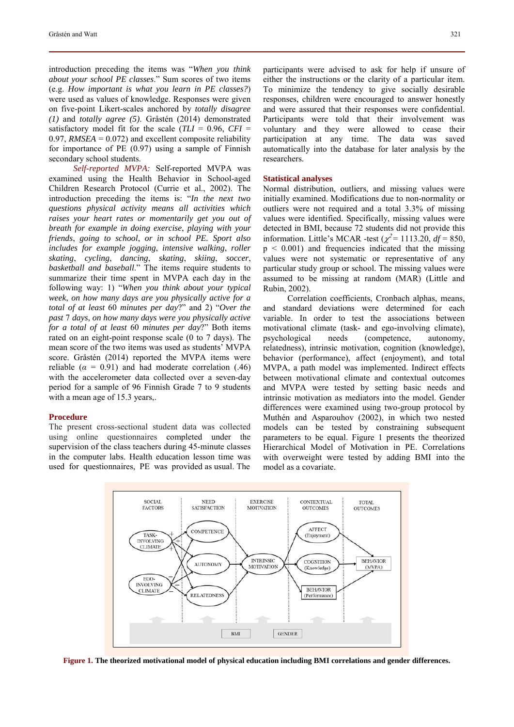introduction preceding the items was "*When you think about your school PE classes*." Sum scores of two items (e.g. *How important is what you learn in PE classes?*) were used as values of knowledge. Responses were given on five-point Likert-scales anchored by *totally disagree (1)* and *totally agree (5)*. Gråstén (2014) demonstrated satisfactory model fit for the scale (*TLI* = 0.96, *CFI* = 0.97, *RMSEA* = 0.072) and excellent composite reliability for importance of PE (0.97) using a sample of Finnish secondary school students.

*Self-reported MVPA:* Self-reported MVPA was examined using the Health Behavior in School-aged Children Research Protocol (Currie et al., 2002). The introduction preceding the items is: "*In the next two questions physical activity means all activities which raises your heart rates or momentarily get you out of breath for example in doing exercise, playing with your friends, going to school, or in school PE. Sport also includes for example jogging, intensive walking, roller skating, cycling, dancing, skating, skiing, soccer, basketball and baseball*." The items require students to summarize their time spent in MVPA each day in the following way: 1) "*When you think about your typical week, on how many days are you physically active for a total of at least* 60 *minutes per day*?" and 2) "*Over the past* 7 *days, on how many days were you physically active for a total of at least* 60 *minutes per day*?" Both items rated on an eight-point response scale (0 to 7 days). The mean score of the two items was used as students' MVPA score. Gråstén (2014) reported the MVPA items were reliable ($\alpha$ = 0.91) and had moderate correlation (.46) with the accelerometer data collected over a seven-day period for a sample of 96 Finnish Grade 7 to 9 students with a mean age of 15.3 years,.

## Procedure

The present cross-sectional student data was collected using online questionnaires completed under the supervision of the class teachers during 45-minute classes in the computer labs. Health education lesson time was used for questionnaires, PE was provided as usual. The participants were advised to ask for help if unsure of either the instructions or the clarity of a particular item. To minimize the tendency to give socially desirable responses, participants were encouraged to answer honestly and were assured that their responses were confidential. Participants were told that their involvement was voluntary and they were allowed to cease their participation at any time. The data was saved automatically into the database for later analysis by the researchers.

## Statistical analyses

Normal distribution, outliers, and missing values were initially examined. Modifications due to non-normality or outliers were not required and a total 3.3% of missing values were identified. Specifically, missing values were detected in BMI, because 72 students did not provide this information. Little's MCAR -test ($\chi^2$ = 1113.20, *df* = 850, $p < 0.001$) and frequencies indicated that the missing values were not systematic or representative of any particular study group or school. The missing values were assumed to be missing at random (MAR) (Little and Rubin, 2002).

Correlation coefficients, Cronbach alphas, means, and standard deviations were determined for each variable. In order to test the associations between motivational climate (task- and ego-involving climate), psychological needs (competence, autonomy, relatedness), intrinsic motivation, cognition (knowledge), behavior (performance), affect (enjoyment), and total MVPA, a path model was implemented. Indirect effects between motivational climate and contextual outcomes and MVPA were tested by setting basic needs and intrinsic motivation as mediators into the model. Gender differences were examined using two-group protocol by Muthén and Asparouhov (2002), in which two nested models can be tested by constraining subsequent parameters to be equal. Figure 1 presents the theorized Hierarchical Model of Motivation in PE. Correlations with overweight were tested by adding BMI into the model as a covariate.

**Figure 1. The theorized motivational model of physical education including BMI correlations and gender differences.**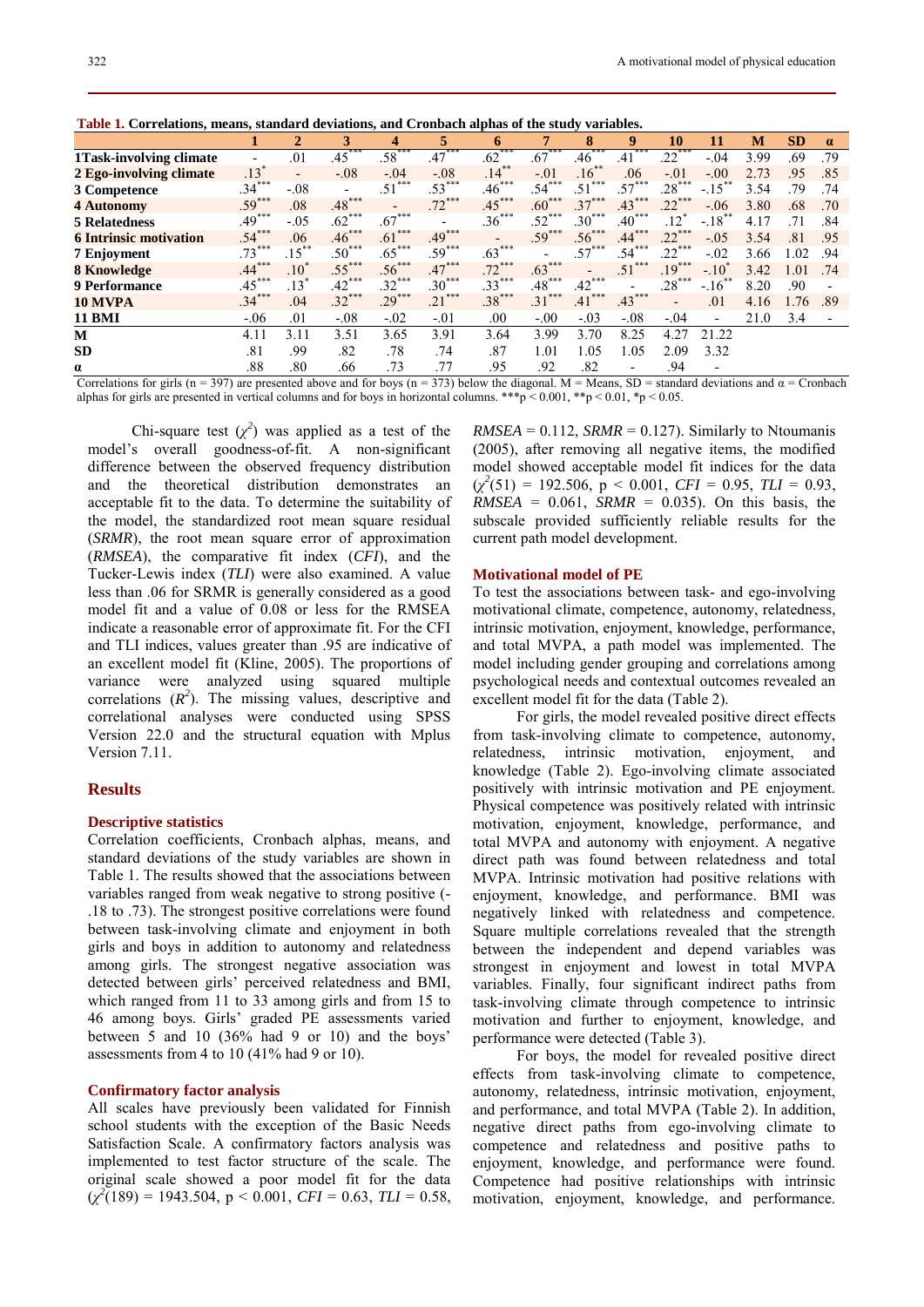**Table 1. Correlations, means, standard deviations, and Cronbach alphas of the study variables.**

| | 1 | 2 | 3 | 4 | 5 | 6 | 7 | 8 | 9 | 10 | 11 | M | SD | α |
|---|---|---|---|---|---|---|---|---|---|---|---|---|---|---|
| **1Task-involving climate** | - | .01 | .45*** | .58*** | .47*** | .62*** | .67*** | .46*** | .41*** | .22*** | -.04 | 3.99 | .69 | .79 |
| **2 Ego-involving climate** | .13* | - | -.08 | -.04 | -.08 | .14** | -.01 | .16** | .06 | -.01 | -.00 | 2.73 | .95 | .85 |
| **3 Competence** | .34*** | -.08 | - | .51*** | .53*** | .46*** | .54*** | .51*** | .57*** | .28*** | -.15** | 3.54 | .79 | .74 |
| **4 Autonomy** | .59*** | .08 | .48*** | - | .72*** | .45*** | .60*** | .37*** | .43*** | .22*** | -.06 | 3.80 | .68 | .70 |
| **5 Relatedness** | .49*** | -.05 | .62*** | .67*** | - | .36*** | .52*** | .30*** | .40*** | .12* | -.18** | 4.17 | .71 | .84 |
| **6 Intrinsic motivation** | .54*** | .06 | .46*** | .61*** | .49*** | - | .59*** | .56*** | .44*** | .22*** | -.05 | 3.54 | .81 | .95 |
| **7 Enjoyment** | .73*** | .15** | .50*** | .65*** | .59*** | .63*** | - | .57*** | .54*** | .22*** | -.02 | 3.66 | 1.02 | .94 |
| **8 Knowledge** | .44*** | .10* | .55*** | .56*** | .47*** | .72*** | .63*** | - | .51*** | .19*** | -.10* | 3.42 | 1.01 | .74 |
| **9 Performance** | .45*** | .13* | .42*** | .32*** | .30*** | .33*** | .48*** | .42*** | - | .28*** | -.16** | 8.20 | .90 | - |
| **10 MVPA** | .34*** | .04 | .32*** | .29*** | .21*** | .38*** | .31*** | .41*** | .43*** | - | .01 | 4.16 | 1.76 | .89 |
| **11 BMI** | -.06 | .01 | -.08 | -.02 | -.01 | .00 | -.00 | -.03 | -.08 | -.04 | - | 21.0 | 3.4 | - |
| **M** | 4.11 | 3.11 | 3.51 | 3.65 | 3.91 | 3.64 | 3.99 | 3.70 | 8.25 | 4.27 | 21.22 | | | |
| **SD** | .81 | .99 | .82 | .78 | .74 | .87 | 1.01 | 1.05 | 1.05 | 2.09 | 3.32 | | | |
| **α** | .88 | .80 | .66 | .73 | .77 | .95 | .92 | .82 | - | .94 | - | | | |

Correlations for girls (n = 397) are presented above and for boys (n = 373) below the diagonal. M = Means, SD = standard deviations and α = Cronbach alphas for girls are presented in vertical columns and for boys in horizontal columns. ***p < 0.001, **p < 0.01, *p < 0.05.

Chi-square test ($\chi^2$) was applied as a test of the model's overall goodness-of-fit. A non-significant difference between the observed frequency distribution and the theoretical distribution demonstrates an acceptable fit to the data. To determine the suitability of the model, the standardized root mean square residual (*SRMR*), the root mean square error of approximation (*RMSEA*), the comparative fit index (*CFI*), and the Tucker-Lewis index (*TLI*) were also examined. A value less than .06 for SRMR is generally considered as a good model fit and a value of 0.08 or less for the RMSEA indicate a reasonable error of approximate fit. For the CFI and TLI indices, values greater than .95 are indicative of an excellent model fit (Kline, 2005). The proportions of variance were analyzed using squared multiple correlations ($R^2$). The missing values, descriptive and correlational analyses were conducted using SPSS Version 22.0 and the structural equation with Mplus Version 7.11.

## Results

### Descriptive statistics

Correlation coefficients, Cronbach alphas, means, and standard deviations of the study variables are shown in Table 1. The results showed that the associations between variables ranged from weak negative to strong positive (-.18 to .73). The strongest positive correlations were found between task-involving climate and enjoyment in both girls and boys in addition to autonomy and relatedness among girls. The strongest negative association was detected between girls' perceived relatedness and BMI, which ranged from 11 to 33 among girls and from 15 to 46 among boys. Girls' graded PE assessments varied between 5 and 10 (36% had 9 or 10) and the boys' assessments from 4 to 10 (41% had 9 or 10).

### Confirmatory factor analysis

All scales have previously been validated for Finnish school students with the exception of the Basic Needs Satisfaction Scale. A confirmatory factors analysis was implemented to test factor structure of the scale. The original scale showed a poor model fit for the data ($\chi^2$(189) = 1943.504, p < 0.001, *CFI* = 0.63, *TLI* = 0.58, *RMSEA* = 0.112, *SRMR* = 0.127). Similarly to Ntoumanis (2005), after removing all negative items, the modified model showed acceptable model fit indices for the data ($\chi^2$(51) = 192.506, p < 0.001, *CFI* = 0.95, *TLI* = 0.93, *RMSEA* = 0.061, *SRMR* = 0.035). On this basis, the subscale provided sufficiently reliable results for the current path model development.

### Motivational model of PE

To test the associations between task- and ego-involving motivational climate, competence, autonomy, relatedness, intrinsic motivation, enjoyment, knowledge, performance, and total MVPA, a path model was implemented. The model including gender grouping and correlations among psychological needs and contextual outcomes revealed an excellent model fit for the data (Table 2).

For girls, the model revealed positive direct effects from task-involving climate to competence, autonomy, relatedness, intrinsic motivation, enjoyment, and knowledge (Table 2). Ego-involving climate associated positively with intrinsic motivation and PE enjoyment. Physical competence was positively related with intrinsic motivation, enjoyment, knowledge, performance, and total MVPA and autonomy with enjoyment. A negative direct path was found between relatedness and total MVPA. Intrinsic motivation had positive relations with enjoyment, knowledge, and performance. BMI was negatively linked with relatedness and competence. Square multiple correlations revealed that the strength between the independent and depend variables was strongest in enjoyment and lowest in total MVPA variables. Finally, four significant indirect paths from task-involving climate through competence to intrinsic motivation and further to enjoyment, knowledge, and performance were detected (Table 3).

For boys, the model for revealed positive direct effects from task-involving climate to competence, autonomy, relatedness, intrinsic motivation, enjoyment, and performance, and total MVPA (Table 2). In addition, negative direct paths from ego-involving climate to competence and relatedness and positive paths to enjoyment, knowledge, and performance were found. Competence had positive relationships with intrinsic motivation, enjoyment, knowledge, and performance.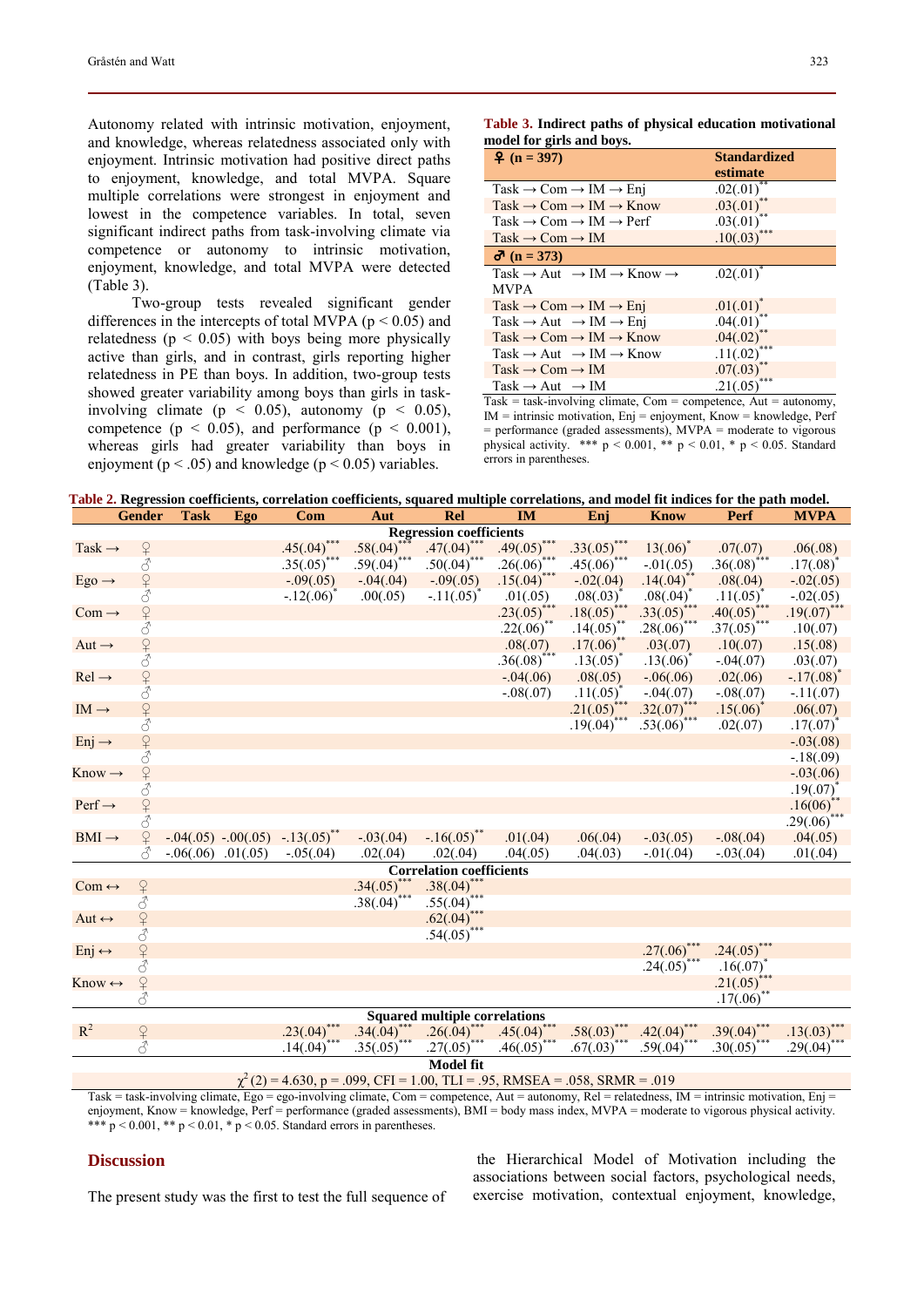Autonomy related with intrinsic motivation, enjoyment, and knowledge, whereas relatedness associated only with enjoyment. Intrinsic motivation had positive direct paths to enjoyment, knowledge, and total MVPA. Square multiple correlations were strongest in enjoyment and lowest in the competence variables. In total, seven significant indirect paths from task-involving climate via competence or autonomy to intrinsic motivation, enjoyment, knowledge, and total MVPA were detected (Table 3).

Two-group tests revealed significant gender differences in the intercepts of total MVPA ($p < 0.05$) and relatedness ($p < 0.05$) with boys being more physically active than girls, and in contrast, girls reporting higher relatedness in PE than boys. In addition, two-group tests showed greater variability among boys than girls in task-involving climate ($p < 0.05$), autonomy ($p < 0.05$), competence ($p < 0.05$), and performance ($p < 0.001$), whereas girls had greater variability than boys in enjoyment ($p < .05$) and knowledge ($p < 0.05$) variables.

**Table 3.** **Indirect paths of physical education motivational model for girls and boys.**

| ♀ (n = 397) | Standardized estimate |
|---|---|
| Task → Com → IM → Enj | .02(.01)** |
| Task → Com → IM → Know | .03(.01)** |
| Task → Com → IM → Perf | .03(.01)** |
| Task → Com → IM | .10(.03)*** |
| **♂ (n = 373)** | |
| Task → Aut → IM → Know → MVPA | .02(.01)* |
| Task → Com → IM → Enj | .01(.01)* |
| Task → Aut → IM → Enj | .04(.01)** |
| Task → Com → IM → Know | .04(.02)** |
| Task → Aut → IM → Know | .11(.02)*** |
| Task → Com → IM | .07(.03)** |
| Task → Aut → IM | .21(.05)*** |

Task = task-involving climate, Com = competence, Aut = autonomy, IM = intrinsic motivation, Enj = enjoyment, Know = knowledge, Perf = performance (graded assessments), MVPA = moderate to vigorous physical activity. *** p < 0.001, ** p < 0.01, * p < 0.05. Standard errors in parentheses.

**Table 2.** **Regression coefficients, correlation coefficients, squared multiple correlations, and model fit indices for the path model.**

| | Gender | Task | Ego | Com | Aut | Rel | IM | Enj | Know | Perf | MVPA |
|---|---|---|---|---|---|---|---|---|---|---|---|
| | | | | | | **Regression coefficients** | | | | | |
| Task → | ♀ | | | .45(.04)*** | .58(.04)*** | .47(.04)*** | .49(.05)*** | .33(.05)*** | 13(.06)* | .07(.07) | .06(.08) |
| | ♂ | | | .35(.05)*** | .59(.04)*** | .50(.04)*** | .26(.06)*** | .45(.06)*** | -.01(.05) | .36(.08)*** | .17(.08)* |
| Ego → | ♀ | | | -.09(.05) | -.04(.04) | -.09(.05) | .15(.04)*** | -.02(.04) | .14(.04)** | .08(.04) | -.02(.05) |
| | ♂ | | | -.12(.06)* | .00(.05) | -.11(.05)* | .01(.05) | .08(.03)* | .08(.04)* | .11(.05)* | -.02(.05) |
| Com → | ♀ | | | | | | .23(.05)*** | .18(.05)*** | .33(.05)*** | .40(.05)*** | .19(.07)*** |
| | ♂ | | | | | | .22(.06)** | .14(.05)** | .28(.06)*** | .37(.05)*** | .10(.07) |
| Aut → | ♀ | | | | | | .08(.07) | .17(.06)** | .03(.07) | .10(.07) | .15(.08) |
| | ♂ | | | | | | .36(.08)*** | .13(.05)* | .13(.06)* | -.04(.07) | .03(.07) |
| Rel → | ♀ | | | | | | -.04(.06) | .08(.05) | -.06(.06) | .02(.06) | -.17(.08)* |
| | ♂ | | | | | | -.08(.07) | .11(.05)* | -.04(.07) | -.08(.07) | -.11(.07) |
| IM → | ♀ | | | | | | | .21(.05)*** | .32(.07)*** | .15(.06)* | .06(.07) |
| | ♂ | | | | | | | .19(.04)*** | .53(.06)*** | .02(.07) | .17(.07)* |
| Enj → | ♀ | | | | | | | | | | -.03(.08) |
| | ♂ | | | | | | | | | | -.18(.09) |
| Know → | ♀ | | | | | | | | | | -.03(.06) |
| | ♂ | | | | | | | | | | .19(.07)* |
| Perf → | ♀ | | | | | | | | | | .16(06)** |
| | ♂ | | | | | | | | | | .29(.06)*** |
| BMI → | ♀ | -.04(.05) | -.00(.05) | -.13(.05)** | -.03(.04) | -.16(.05)** | .01(.04) | .06(.04) | -.03(.05) | -.08(.04) | .04(.05) |
| | ♂ | -.06(.06) | .01(.05) | -.05(.04) | .02(.04) | .02(.04) | .04(.05) | .04(.03) | -.01(.04) | -.03(.04) | .01(.04) |
| | | | | | | **Correlation coefficients** | | | | | |
| Com ↔ | ♀ | | | | .34(.05)*** | .38(.04)*** | | | | | |
| | ♂ | | | | .38(.04)*** | .55(.04)*** | | | | | |
| Aut ↔ | ♀ | | | | | .62(.04)*** | | | | | |
| | ♂ | | | | | .54(.05)*** | | | | | |
| Enj ↔ | ♀ | | | | | | | | .27(.06)*** | .24(.05)*** | |
| | ♂ | | | | | | | | .24(.05)*** | .16(.07)* | |
| Know ↔ | ♀ | | | | | | | | | .21(.05)*** | |
| | ♂ | | | | | | | | | .17(.06)** | |
| | | | | | | **Squared multiple correlations** | | | | | |
| $R^2$ | ♀ | | | .23(.04)*** | .34(.04)*** | .26(.04)*** | .45(.04)*** | .58(.03)*** | .42(.04)*** | .39(.04)*** | .13(.03)*** |
| | ♂ | | | .14(.04)*** | .35(.05)*** | .27(.05)*** | .46(.05)*** | .67(.03)*** | .59(.04)*** | .30(.05)*** | .29(.04)*** |
| | | | | | | **Model fit** | | | | | |
| | | | | | | $\chi^2$ (2) = 4.630, p = .099, CFI = 1.00, TLI = .95, RMSEA = .058, SRMR = .019 | | | | | |

Task = task-involving climate, Ego = ego-involving climate, Com = competence, Aut = autonomy, Rel = relatedness, IM = intrinsic motivation, Enj = enjoyment, Know = knowledge, Perf = performance (graded assessments), BMI = body mass index, MVPA = moderate to vigorous physical activity. *** p < 0.001, ** p < 0.01, * p < 0.05. Standard errors in parentheses.

## Discussion

The present study was the first to test the full sequence of the Hierarchical Model of Motivation including the associations between social factors, psychological needs, exercise motivation, contextual enjoyment, knowledge,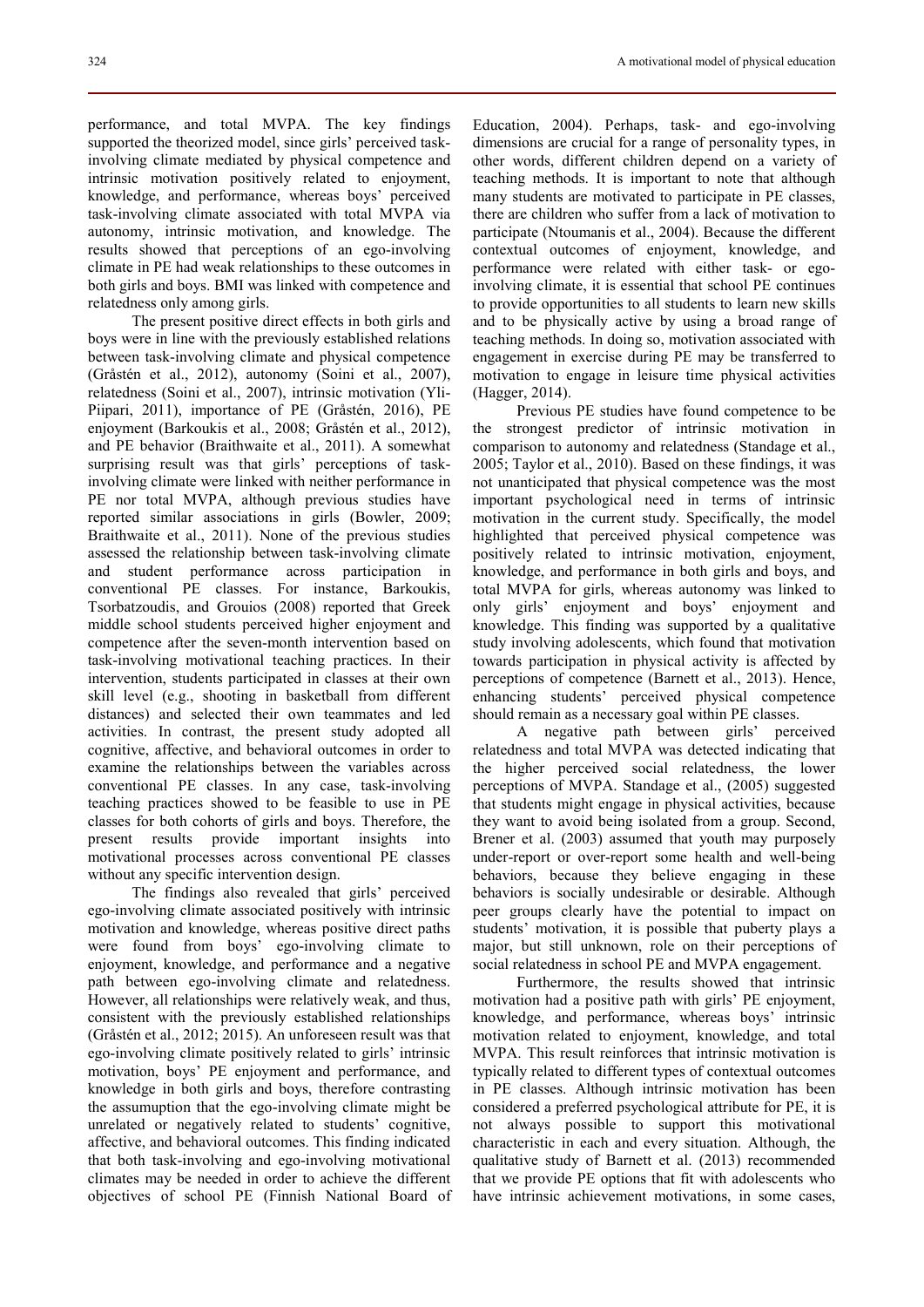performance, and total MVPA. The key findings supported the theorized model, since girls' perceived task-involving climate mediated by physical competence and intrinsic motivation positively related to enjoyment, knowledge, and performance, whereas boys' perceived task-involving climate associated with total MVPA via autonomy, intrinsic motivation, and knowledge. The results showed that perceptions of an ego-involving climate in PE had weak relationships to these outcomes in both girls and boys. BMI was linked with competence and relatedness only among girls.

The present positive direct effects in both girls and boys were in line with the previously established relations between task-involving climate and physical competence (Gråstén et al., 2012), autonomy (Soini et al., 2007), relatedness (Soini et al., 2007), intrinsic motivation (Yli-Piipari, 2011), importance of PE (Gråstén, 2016), PE enjoyment (Barkoukis et al., 2008; Gråstén et al., 2012), and PE behavior (Braithwaite et al., 2011). A somewhat surprising result was that girls' perceptions of task-involving climate were linked with neither performance in PE nor total MVPA, although previous studies have reported similar associations in girls (Bowler, 2009; Braithwaite et al., 2011). None of the previous studies assessed the relationship between task-involving climate and student performance across participation in conventional PE classes. For instance, Barkoukis, Tsorbatzoudis, and Grouios (2008) reported that Greek middle school students perceived higher enjoyment and competence after the seven-month intervention based on task-involving motivational teaching practices. In their intervention, students participated in classes at their own skill level (e.g., shooting in basketball from different distances) and selected their own teammates and led activities. In contrast, the present study adopted all cognitive, affective, and behavioral outcomes in order to examine the relationships between the variables across conventional PE classes. In any case, task-involving teaching practices showed to be feasible to use in PE classes for both cohorts of girls and boys. Therefore, the present results provide important insights into motivational processes across conventional PE classes without any specific intervention design.

The findings also revealed that girls' perceived ego-involving climate associated positively with intrinsic motivation and knowledge, whereas positive direct paths were found from boys' ego-involving climate to enjoyment, knowledge, and performance and a negative path between ego-involving climate and relatedness. However, all relationships were relatively weak, and thus, consistent with the previously established relationships (Gråstén et al., 2012; 2015). An unforeseen result was that ego-involving climate positively related to girls' intrinsic motivation, boys' PE enjoyment and performance, and knowledge in both girls and boys, therefore contrasting the assumption that the ego-involving climate might be unrelated or negatively related to students' cognitive, affective, and behavioral outcomes. This finding indicated that both task-involving and ego-involving motivational climates may be needed in order to achieve the different objectives of school PE (Finnish National Board of Education, 2004). Perhaps, task- and ego-involving dimensions are crucial for a range of personality types, in other words, different children depend on a variety of teaching methods. It is important to note that although many students are motivated to participate in PE classes, there are children who suffer from a lack of motivation to participate (Ntoumanis et al., 2004). Because the different contextual outcomes of enjoyment, knowledge, and performance were related with either task- or ego-involving climate, it is essential that school PE continues to provide opportunities to all students to learn new skills and to be physically active by using a broad range of teaching methods. In doing so, motivation associated with engagement in exercise during PE may be transferred to motivation to engage in leisure time physical activities (Hagger, 2014).

Previous PE studies have found competence to be the strongest predictor of intrinsic motivation in comparison to autonomy and relatedness (Standage et al., 2005; Taylor et al., 2010). Based on these findings, it was not unanticipated that physical competence was the most important psychological need in terms of intrinsic motivation in the current study. Specifically, the model highlighted that perceived physical competence was positively related to intrinsic motivation, enjoyment, knowledge, and performance in both girls and boys, and total MVPA for girls, whereas autonomy was linked to only girls' enjoyment and boys' enjoyment and knowledge. This finding was supported by a qualitative study involving adolescents, which found that motivation towards participation in physical activity is affected by perceptions of competence (Barnett et al., 2013). Hence, enhancing students' perceived physical competence should remain as a necessary goal within PE classes.

A negative path between girls' perceived relatedness and total MVPA was detected indicating that the higher perceived social relatedness, the lower perceptions of MVPA. Standage et al., (2005) suggested that students might engage in physical activities, because they want to avoid being isolated from a group. Second, Brener et al. (2003) assumed that youth may purposely under-report or over-report some health and well-being behaviors, because they believe engaging in these behaviors is socially undesirable or desirable. Although peer groups clearly have the potential to impact on students' motivation, it is possible that puberty plays a major, but still unknown, role on their perceptions of social relatedness in school PE and MVPA engagement.

Furthermore, the results showed that intrinsic motivation had a positive path with girls' PE enjoyment, knowledge, and performance, whereas boys' intrinsic motivation related to enjoyment, knowledge, and total MVPA. This result reinforces that intrinsic motivation is typically related to different types of contextual outcomes in PE classes. Although intrinsic motivation has been considered a preferred psychological attribute for PE, it is not always possible to support this motivational characteristic in each and every situation. Although, the qualitative study of Barnett et al. (2013) recommended that we provide PE options that fit with adolescents who have intrinsic achievement motivations, in some cases,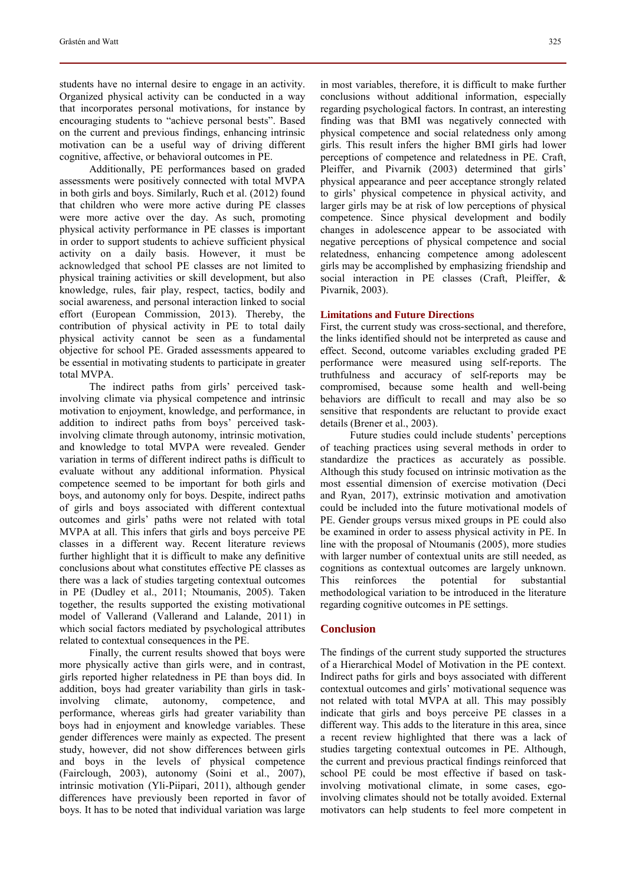students have no internal desire to engage in an activity. Organized physical activity can be conducted in a way that incorporates personal motivations, for instance by encouraging students to "achieve personal bests". Based on the current and previous findings, enhancing intrinsic motivation can be a useful way of driving different cognitive, affective, or behavioral outcomes in PE.

Additionally, PE performances based on graded assessments were positively connected with total MVPA in both girls and boys. Similarly, Ruch et al. (2012) found that children who were more active during PE classes were more active over the day. As such, promoting physical activity performance in PE classes is important in order to support students to achieve sufficient physical activity on a daily basis. However, it must be acknowledged that school PE classes are not limited to physical training activities or skill development, but also knowledge, rules, fair play, respect, tactics, bodily and social awareness, and personal interaction linked to social effort (European Commission, 2013). Thereby, the contribution of physical activity in PE to total daily physical activity cannot be seen as a fundamental objective for school PE. Graded assessments appeared to be essential in motivating students to participate in greater total MVPA.

The indirect paths from girls' perceived task-involving climate via physical competence and intrinsic motivation to enjoyment, knowledge, and performance, in addition to indirect paths from boys' perceived task-involving climate through autonomy, intrinsic motivation, and knowledge to total MVPA were revealed. Gender variation in terms of different indirect paths is difficult to evaluate without any additional information. Physical competence seemed to be important for both girls and boys, and autonomy only for boys. Despite, indirect paths of girls and boys associated with different contextual outcomes and girls' paths were not related with total MVPA at all. This infers that girls and boys perceive PE classes in a different way. Recent literature reviews further highlight that it is difficult to make any definitive conclusions about what constitutes effective PE classes as there was a lack of studies targeting contextual outcomes in PE (Dudley et al., 2011; Ntoumanis, 2005). Taken together, the results supported the existing motivational model of Vallerand (Vallerand and Lalande, 2011) in which social factors mediated by psychological attributes related to contextual consequences in the PE.

Finally, the current results showed that boys were more physically active than girls were, and in contrast, girls reported higher relatedness in PE than boys did. In addition, boys had greater variability than girls in task-involving climate, autonomy, competence, and performance, whereas girls had greater variability than boys had in enjoyment and knowledge variables. These gender differences were mainly as expected. The present study, however, did not show differences between girls and boys in the levels of physical competence (Fairclough, 2003), autonomy (Soini et al., 2007), intrinsic motivation (Yli-Piipari, 2011), although gender differences have previously been reported in favor of boys. It has to be noted that individual variation was large in most variables, therefore, it is difficult to make further conclusions without additional information, especially regarding psychological factors. In contrast, an interesting finding was that BMI was negatively connected with physical competence and social relatedness only among girls. This result infers the higher BMI girls had lower perceptions of competence and relatedness in PE. Craft, Pleiffer, and Pivarnik (2003) determined that girls' physical appearance and peer acceptance strongly related to girls' physical competence in physical activity, and larger girls may be at risk of low perceptions of physical competence. Since physical development and bodily changes in adolescence appear to be associated with negative perceptions of physical competence and social relatedness, enhancing competence among adolescent girls may be accomplished by emphasizing friendship and social interaction in PE classes (Craft, Pleiffer, & Pivarnik, 2003).

### Limitations and Future Directions

First, the current study was cross-sectional, and therefore, the links identified should not be interpreted as cause and effect. Second, outcome variables excluding graded PE performance were measured using self-reports. The truthfulness and accuracy of self-reports may be compromised, because some health and well-being behaviors are difficult to recall and may also be so sensitive that respondents are reluctant to provide exact details (Brener et al., 2003).

Future studies could include students' perceptions of teaching practices using several methods in order to standardize the practices as accurately as possible. Although this study focused on intrinsic motivation as the most essential dimension of exercise motivation (Deci and Ryan, 2017), extrinsic motivation and amotivation could be included into the future motivational models of PE. Gender groups versus mixed groups in PE could also be examined in order to assess physical activity in PE. In line with the proposal of Ntoumanis (2005), more studies with larger number of contextual units are still needed, as cognitions as contextual outcomes are largely unknown. This reinforces the potential for substantial methodological variation to be introduced in the literature regarding cognitive outcomes in PE settings.

## Conclusion

The findings of the current study supported the structures of a Hierarchical Model of Motivation in the PE context. Indirect paths for girls and boys associated with different contextual outcomes and girls' motivational sequence was not related with total MVPA at all. This may possibly indicate that girls and boys perceive PE classes in a different way. This adds to the literature in this area, since a recent review highlighted that there was a lack of studies targeting contextual outcomes in PE. Although, the current and previous practical findings reinforced that school PE could be most effective if based on task-involving motivational climate, in some cases, ego-involving climates should not be totally avoided. External motivators can help students to feel more competent in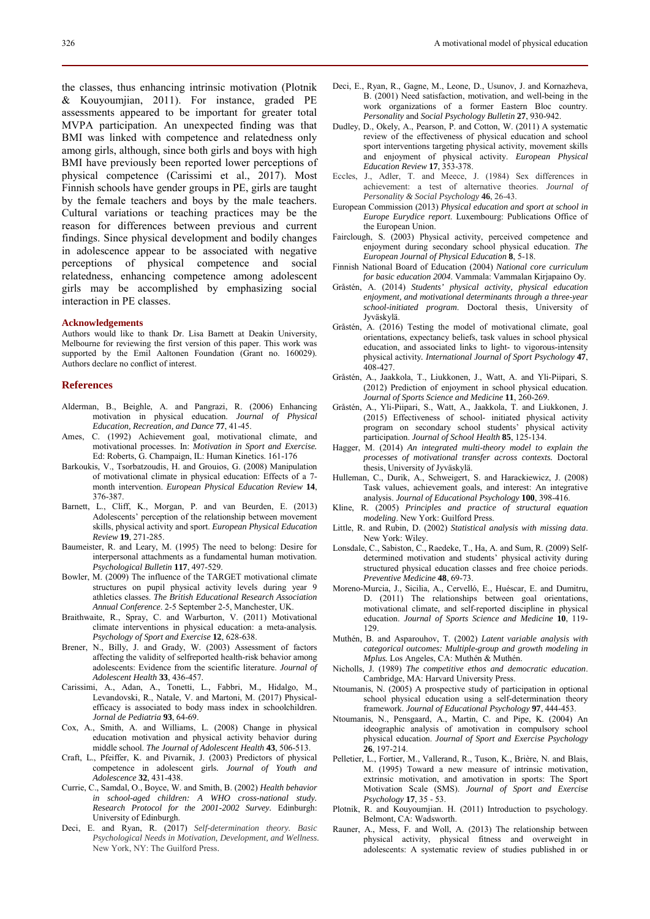the classes, thus enhancing intrinsic motivation (Plotnik & Kouyoumjian, 2011). For instance, graded PE assessments appeared to be important for greater total MVPA participation. An unexpected finding was that BMI was linked with competence and relatedness only among girls, although, since both girls and boys with high BMI have previously been reported lower perceptions of physical competence (Carissimi et al., 2017). Most Finnish schools have gender groups in PE, girls are taught by the female teachers and boys by the male teachers. Cultural variations or teaching practices may be the reason for differences between previous and current findings. Since physical development and bodily changes in adolescence appear to be associated with negative perceptions of physical competence and social relatedness, enhancing competence among adolescent girls may be accomplished by emphasizing social interaction in PE classes.

### Acknowledgements

Authors would like to thank Dr. Lisa Barnett at Deakin University, Melbourne for reviewing the first version of this paper. This work was supported by the Emil Aaltonen Foundation (Grant no. 160029). Authors declare no conflict of interest.

## References

Alderman, B., Beighle, A. and Pangrazi, R. (2006) Enhancing motivation in physical education. *Journal of Physical Education, Recreation, and Dance* **77**, 41-45.

Ames, C. (1992) Achievement goal, motivational climate, and motivational processes. In: *Motivation in Sport and Exercise.* Ed: Roberts, G. Champaign, IL: Human Kinetics. 161-176

Barkoukis, V., Tsorbatzoudis, H. and Grouios, G. (2008) Manipulation of motivational climate in physical education: Effects of a 7-month intervention. *European Physical Education Review* **14**, 376-387.

Barnett, L., Cliff, K., Morgan, P. and van Beurden, E. (2013) Adolescents' perception of the relationship between movement skills, physical activity and sport. *European Physical Education Review* **19**, 271-285.

Baumeister, R. and Leary, M. (1995) The need to belong: Desire for interpersonal attachments as a fundamental human motivation. *Psychological Bulletin* **117**, 497-529.

Bowler, M. (2009) The influence of the TARGET motivational climate structures on pupil physical activity levels during year 9 athletics classes. *The British Educational Research Association Annual Conference*. 2-5 September 2-5, Manchester, UK.

Braithwaite, R., Spray, C. and Warburton, V. (2011) Motivational climate interventions in physical education: a meta-analysis. *Psychology of Sport and Exercise* **12**, 628-638.

Brener, N., Billy, J. and Grady, W. (2003) Assessment of factors affecting the validity of selfreported health-risk behavior among adolescents: Evidence from the scientific literature. *Journal of Adolescent Health* **33**, 436-457.

Carissimi, A., Adan, A., Tonetti, L., Fabbri, M., Hidalgo, M., Levandovski, R., Natale, V. and Martoni, M. (2017) Physical-efficacy is associated to body mass index in schoolchildren. *Jornal de Pediatria* **93**, 64-69.

Cox, A., Smith, A. and Williams, L. (2008) Change in physical education motivation and physical activity behavior during middle school. *The Journal of Adolescent Health* **43**, 506-513.

Craft, L., Pfeiffer, K. and Pivarnik, J. (2003) Predictors of physical competence in adolescent girls. *Journal of Youth and Adolescence* **32**, 431-438.

Currie, C., Samdal, O., Boyce, W. and Smith, B. (2002) *Health behavior in school-aged children: A WHO cross-national study. Research Protocol for the 2001-2002 Survey*. Edinburgh: University of Edinburgh.

Deci, E. and Ryan, R. (2017) *Self-determination theory. Basic Psychological Needs in Motivation, Development, and Wellness*. New York, NY: The Guilford Press.

Deci, E., Ryan, R., Gagne, M., Leone, D., Usunov, J. and Kornazheva, B. (2001) Need satisfaction, motivation, and well-being in the work organizations of a former Eastern Bloc country. *Personality* and *Social Psychology Bulletin* **27**, 930-942.

Dudley, D., Okely, A., Pearson, P. and Cotton, W. (2011) A systematic review of the effectiveness of physical education and school sport interventions targeting physical activity, movement skills and enjoyment of physical activity. *European Physical Education Review* **17**, 353-378.

Eccles, J., Adler, T. and Meece, J. (1984) Sex differences in achievement: a test of alternative theories. *Journal of Personality & Social Psychology* **46**, 26-43.

European Commission (2013) *Physical education and sport at school in Europe Eurydice report*. Luxembourg: Publications Office of the European Union.

Fairclough, S. (2003) Physical activity, perceived competence and enjoyment during secondary school physical education. *The European Journal of Physical Education* **8**, 5-18.

Finnish National Board of Education (2004) *National core curriculum for basic education 2004*. Vammala: Vammalan Kirjapaino Oy.

Gråstén, A. (2014) *Students' physical activity, physical education enjoyment, and motivational determinants through a three-year school-initiated program*. Doctoral thesis, University of Jyväskylä.

Gråstén, A. (2016) Testing the model of motivational climate, goal orientations, expectancy beliefs, task values in school physical education, and associated links to light- to vigorous-intensity physical activity. *International Journal of Sport Psychology* **47**, 408-427.

Gråstén, A., Jaakkola, T., Liukkonen, J., Watt, A. and Yli-Piipari, S. (2012) Prediction of enjoyment in school physical education. *Journal of Sports Science and Medicine* **11**, 260-269.

Gråstén, A., Yli-Piipari, S., Watt, A., Jaakkola, T. and Liukkonen, J. (2015) Effectiveness of school- initiated physical activity program on secondary school students' physical activity participation. *Journal of School Health* **85**, 125-134.

Hagger, M. (2014) *An integrated multi-theory model to explain the processes of motivational transfer across contexts.* Doctoral thesis, University of Jyväskylä.

Hulleman, C., Durik, A., Schweigert, S. and Harackiewicz, J. (2008) Task values, achievement goals, and interest: An integrative analysis. *Journal of Educational Psychology* **100**, 398-416.

Kline, R. (2005) *Principles and practice of structural equation modeling*. New York: Guilford Press.

Little, R. and Rubin, D. (2002) *Statistical analysis with missing data*. New York: Wiley.

Lonsdale, C., Sabiston, C., Raedeke, T., Ha, A. and Sum, R. (2009) Self-determined motivation and students' physical activity during structured physical education classes and free choice periods. *Preventive Medicine* **48**, 69-73.

Moreno-Murcia, J., Sicilia, A., Cervelló, E., Huéscar, E. and Dumitru, D. (2011) The relationships between goal orientations, motivational climate, and self-reported discipline in physical education. *Journal of Sports Science and Medicine* **10**, 119-129.

Muthén, B. and Asparouhov, T. (2002) *Latent variable analysis with categorical outcomes: Multiple-group and growth modeling in Mplus.* Los Angeles, CA: Muthén & Muthén.

Nicholls, J. (1989) *The competitive ethos and democratic education*. Cambridge, MA: Harvard University Press.

Ntoumanis, N. (2005) A prospective study of participation in optional school physical education using a self-determination theory framework. *Journal of Educational Psychology* **97**, 444-453.

Ntoumanis, N., Pensgaard, A., Martin, C. and Pipe, K. (2004) An ideographic analysis of amotivation in compulsory school physical education. *Journal of Sport and Exercise Psychology* **26**, 197-214.

Pelletier, L., Fortier, M., Vallerand, R., Tuson, K., Brière, N. and Blais, M. (1995) Toward a new measure of intrinsic motivation, extrinsic motivation, and amotivation in sports: The Sport Motivation Scale (SMS). *Journal of Sport and Exercise Psychology* **17**, 35 - 53.

Plotnik, R. and Kouyoumjian. H. (2011) Introduction to psychology. Belmont, CA: Wadsworth.

Rauner, A., Mess, F. and Woll, A. (2013) The relationship between physical activity, physical fitness and overweight in adolescents: A systematic review of studies published in or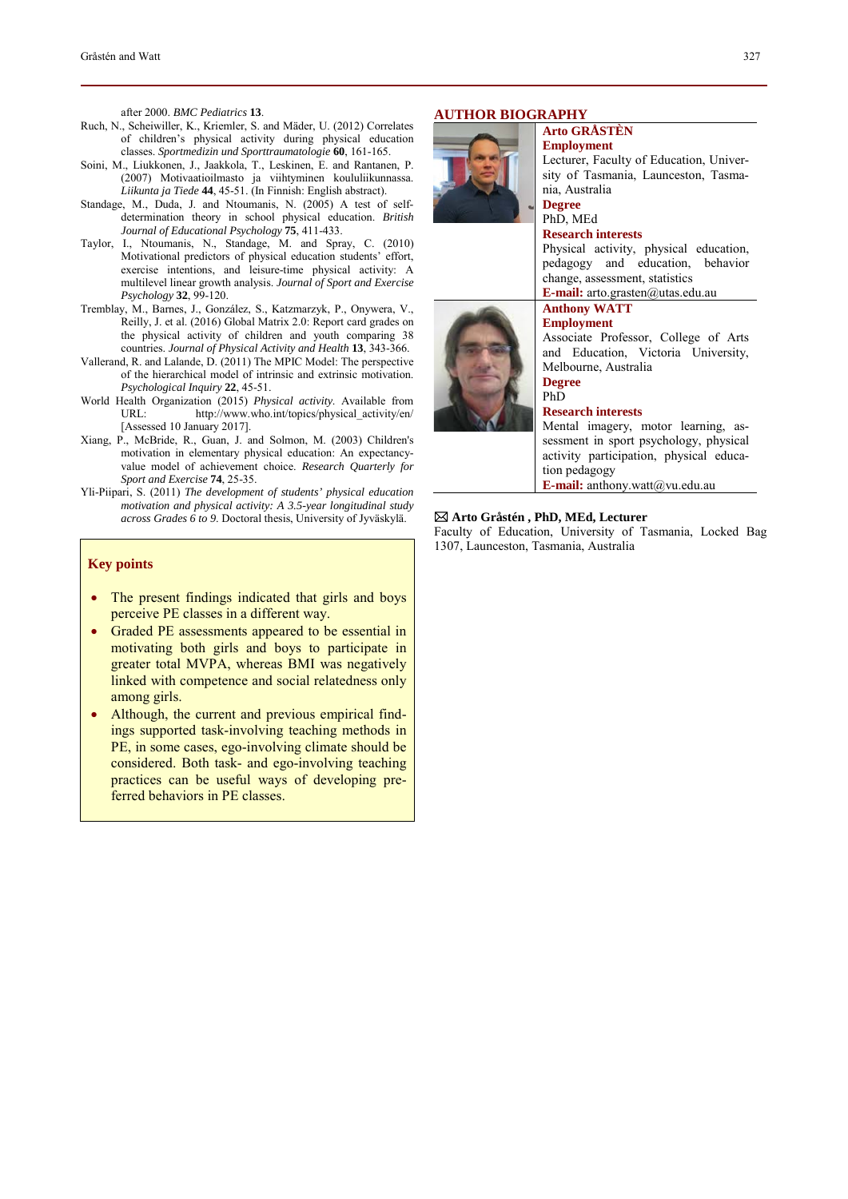after 2000. *BMC Pediatrics* **13**.

Ruch, N., Scheiwiller, K., Kriemler, S. and Mäder, U. (2012) Correlates of children's physical activity during physical education classes. *Sportmedizin und Sporttraumatologie* **60**, 161-165.

Soini, M., Liukkonen, J., Jaakkola, T., Leskinen, E. and Rantanen, P. (2007) Motivaatioilmasto ja viihtyminen koululiikunnassa. *Liikunta ja Tiede* **44**, 45-51. (In Finnish: English abstract).

Standage, M., Duda, J. and Ntoumanis, N. (2005) A test of self-determination theory in school physical education. *British Journal of Educational Psychology* **75**, 411-433.

Taylor, I., Ntoumanis, N., Standage, M. and Spray, C. (2010) Motivational predictors of physical education students' effort, exercise intentions, and leisure-time physical activity: A multilevel linear growth analysis. *Journal of Sport and Exercise Psychology* **32**, 99-120.

Tremblay, M., Barnes, J., González, S., Katzmarzyk, P., Onywera, V., Reilly, J. et al. (2016) Global Matrix 2.0: Report card grades on the physical activity of children and youth comparing 38 countries. *Journal of Physical Activity and Health* **13**, 343-366.

Vallerand, R. and Lalande, D. (2011) The MPIC Model: The perspective of the hierarchical model of intrinsic and extrinsic motivation. *Psychological Inquiry* **22**, 45-51.

World Health Organization (2015) *Physical activity*. Available from URL: http://www.who.int/topics/physical_activity/en/ [Assessed 10 January 2017].

Xiang, P., McBride, R., Guan, J. and Solmon, M. (2003) Children's motivation in elementary physical education: An expectancy-value model of achievement choice. *Research Quarterly for Sport and Exercise* **74**, 25-35.

Yli-Piipari, S. (2011) *The development of students' physical education motivation and physical activity: A 3.5-year longitudinal study across Grades 6 to 9.* Doctoral thesis, University of Jyväskylä.

## Key points

- The present findings indicated that girls and boys perceive PE classes in a different way.
- Graded PE assessments appeared to be essential in motivating both girls and boys to participate in greater total MVPA, whereas BMI was negatively linked with competence and social relatedness only among girls.
- Although, the current and previous empirical findings supported task-involving teaching methods in PE, in some cases, ego-involving climate should be considered. Both task- and ego-involving teaching practices can be useful ways of developing preferred behaviors in PE classes.

## AUTHOR BIOGRAPHY

**Arto GRÅSTÈN**

**Employment**

Lecturer, Faculty of Education, University of Tasmania, Launceston, Tasmania, Australia

**Degree**

PhD, MEd

**Research interests**

Physical activity, physical education, pedagogy and education, behavior change, assessment, statistics

**E-mail:** arto.grasten@utas.edu.au

**Anthony WATT**

**Employment**

Associate Professor, College of Arts and Education, Victoria University, Melbourne, Australia

**Degree**

PhD

**Research interests**

Mental imagery, motor learning, assessment in sport psychology, physical activity participation, physical education pedagogy

**E-mail:** anthony.watt@vu.edu.au

✉ **Arto Gråstén , PhD, MEd, Lecturer**

Faculty of Education, University of Tasmania, Locked Bag 1307, Launceston, Tasmania, Australia